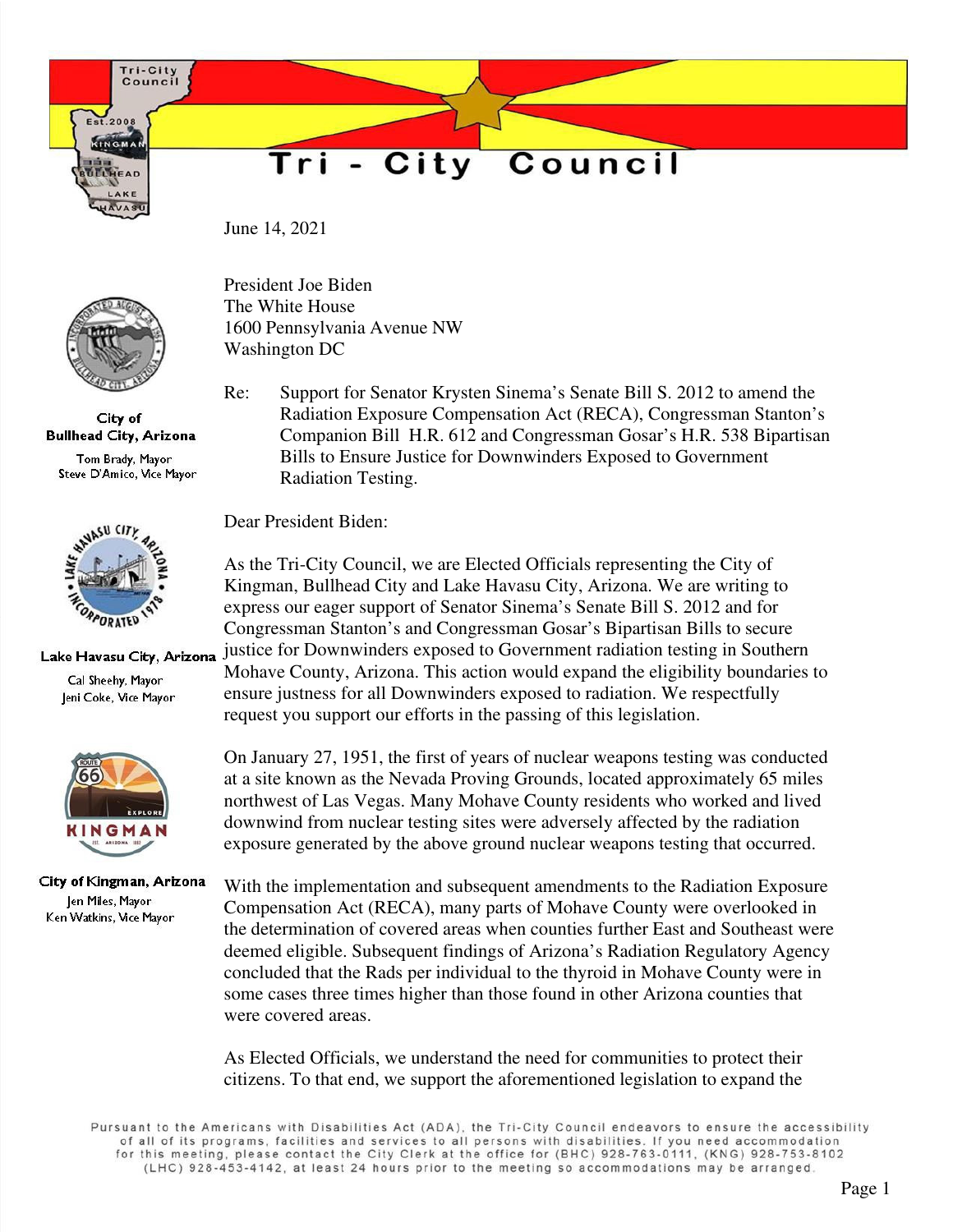# Tri - City Council

Tri-City Council
Est. 2008
Kingman
Bullhead
Lake Havasu

**City of Bullhead City, Arizona**
Tom Brady, Mayor
Steve D'Amico, Vice Mayor

**Lake Havasu City, Arizona**
Cal Sheehy, Mayor
Jeni Coke, Vice Mayor

**City of Kingman, Arizona**
Jen Miles, Mayor
Ken Watkins, Vice Mayor

June 14, 2021

President Joe Biden
The White House
1600 Pennsylvania Avenue NW
Washington DC

Re: Support for Senator Krysten Sinema's Senate Bill S. 2012 to amend the Radiation Exposure Compensation Act (RECA), Congressman Stanton's Companion Bill H.R. 612 and Congressman Gosar's H.R. 538 Bipartisan Bills to Ensure Justice for Downwinders Exposed to Government Radiation Testing.

Dear President Biden:

As the Tri-City Council, we are Elected Officials representing the City of Kingman, Bullhead City and Lake Havasu City, Arizona. We are writing to express our eager support of Senator Sinema's Senate Bill S. 2012 and for Congressman Stanton's and Congressman Gosar's Bipartisan Bills to secure justice for Downwinders exposed to Government radiation testing in Southern Mohave County, Arizona. This action would expand the eligibility boundaries to ensure justness for all Downwinders exposed to radiation. We respectfully request you support our efforts in the passing of this legislation.

On January 27, 1951, the first of years of nuclear weapons testing was conducted at a site known as the Nevada Proving Grounds, located approximately 65 miles northwest of Las Vegas. Many Mohave County residents who worked and lived downwind from nuclear testing sites were adversely affected by the radiation exposure generated by the above ground nuclear weapons testing that occurred.

With the implementation and subsequent amendments to the Radiation Exposure Compensation Act (RECA), many parts of Mohave County were overlooked in the determination of covered areas when counties further East and Southeast were deemed eligible. Subsequent findings of Arizona's Radiation Regulatory Agency concluded that the Rads per individual to the thyroid in Mohave County were in some cases three times higher than those found in other Arizona counties that were covered areas.

As Elected Officials, we understand the need for communities to protect their citizens. To that end, we support the aforementioned legislation to expand the

Pursuant to the Americans with Disabilities Act (ADA), the Tri-City Council endeavors to ensure the accessibility of all of its programs, facilities and services to all persons with disabilities. If you need accommodation for this meeting, please contact the City Clerk at the office for (BHC) 928-763-0111, (KNG) 928-753-8102 (LHC) 928-453-4142, at least 24 hours prior to the meeting so accommodations may be arranged.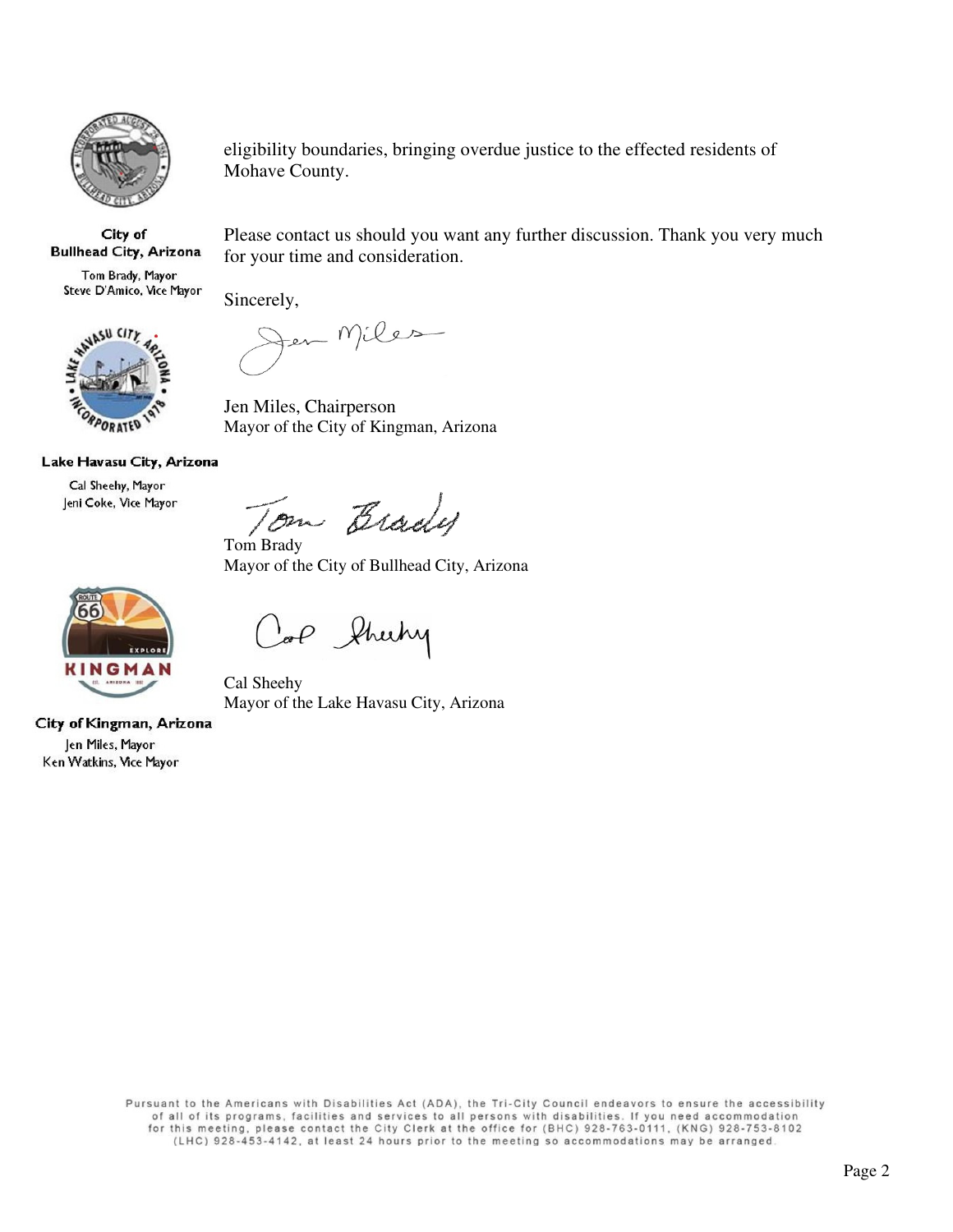City of Bullhead City, Arizona

Tom Brady, Mayor
Steve D'Amico, Vice Mayor

Lake Havasu City, Arizona

Cal Sheehy, Mayor
Jeni Coke, Vice Mayor

City of Kingman, Arizona

Jen Miles, Mayor
Ken Watkins, Vice Mayor

eligibility boundaries, bringing overdue justice to the effected residents of Mohave County.

Please contact us should you want any further discussion. Thank you very much for your time and consideration.

Sincerely,

Jen Miles, Chairperson
Mayor of the City of Kingman, Arizona

Tom Brady
Mayor of the City of Bullhead City, Arizona

Cal Sheehy
Mayor of the Lake Havasu City, Arizona

Pursuant to the Americans with Disabilities Act (ADA), the Tri-City Council endeavors to ensure the accessibility of all of its programs, facilities and services to all persons with disabilities. If you need accommodation for this meeting, please contact the City Clerk at the office for (BHC) 928-763-0111, (KNG) 928-753-8102 (LHC) 928-453-4142, at least 24 hours prior to the meeting so accommodations may be arranged.